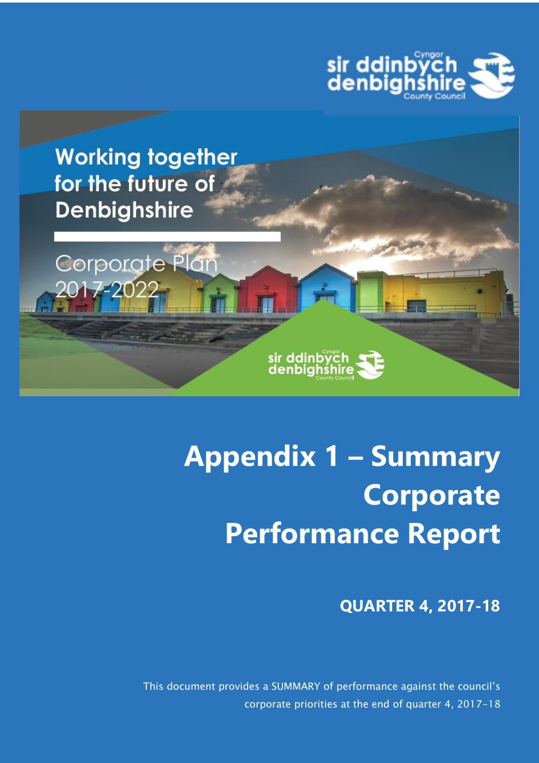sir ddinbych
denbighshire
Cyngor
County Council

Working together for the future of Denbighshire

Corporate Plan 2017-2022

# Appendix 1 – Summary Corporate Performance Report

**QUARTER 4, 2017-18**

This document provides a SUMMARY of performance against the council's corporate priorities at the end of quarter 4, 2017-18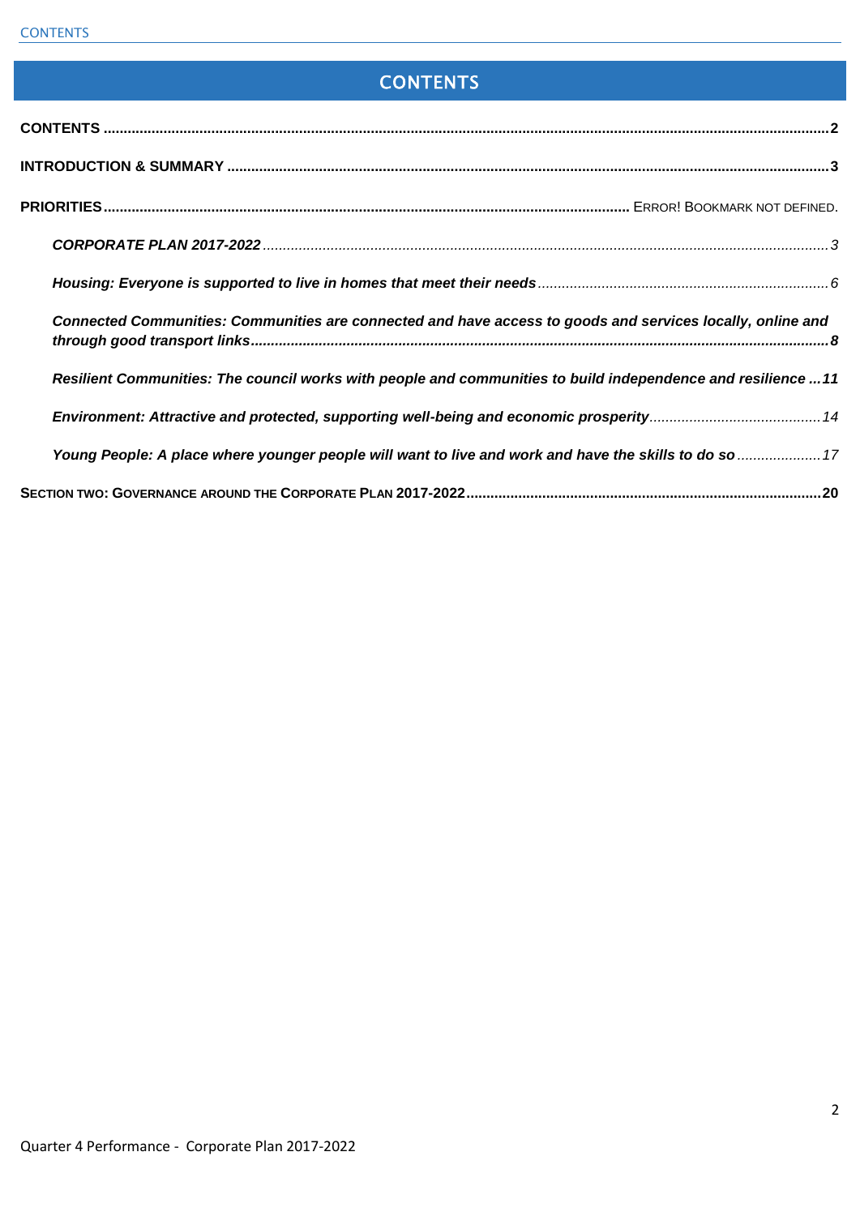# CONTENTS

**CONTENTS** .......... **2**

**INTRODUCTION & SUMMARY** .......... **3**

**PRIORITIES** .......... ERROR! BOOKMARK NOT DEFINED.

- ***CORPORATE PLAN 2017-2022*** .......... *3*
- ***Housing: Everyone is supported to live in homes that meet their needs*** .......... *6*
- ***Connected Communities: Communities are connected and have access to goods and services locally, online and through good transport links*** .......... ***8***
- ***Resilient Communities: The council works with people and communities to build independence and resilience*** .......... ***11***
- ***Environment: Attractive and protected, supporting well-being and economic prosperity*** .......... *14*
- ***Young People: A place where younger people will want to live and work and have the skills to do so*** .......... *17*

**SECTION TWO: GOVERNANCE AROUND THE CORPORATE PLAN 2017-2022** .......... **20**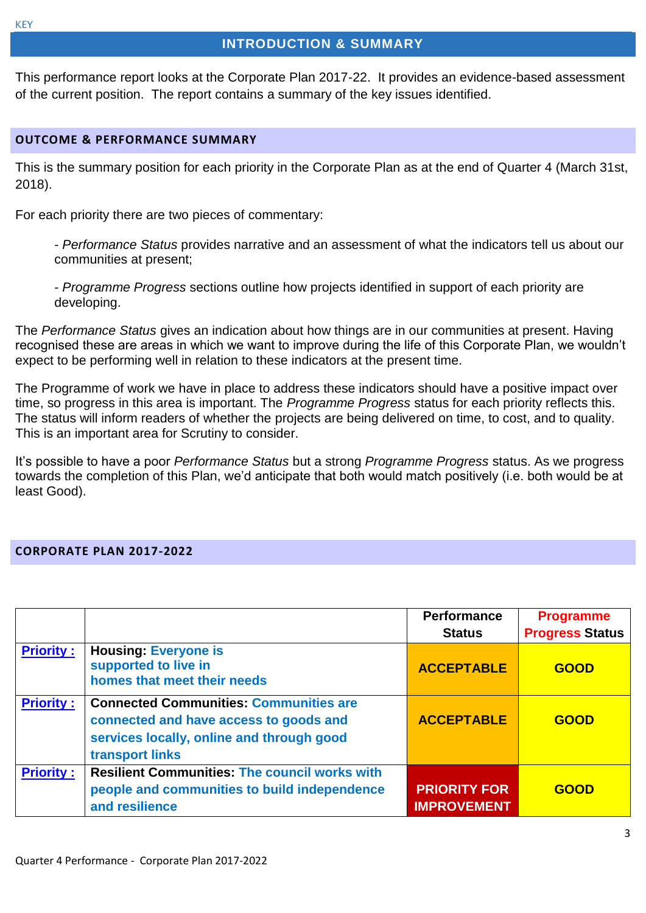KEY

# INTRODUCTION & SUMMARY

This performance report looks at the Corporate Plan 2017-22. It provides an evidence-based assessment of the current position. The report contains a summary of the key issues identified.

## OUTCOME & PERFORMANCE SUMMARY

This is the summary position for each priority in the Corporate Plan as at the end of Quarter 4 (March 31st, 2018).

For each priority there are two pieces of commentary:

- *Performance Status* provides narrative and an assessment of what the indicators tell us about our communities at present;

- *Programme Progress* sections outline how projects identified in support of each priority are developing.

The *Performance Status* gives an indication about how things are in our communities at present. Having recognised these are areas in which we want to improve during the life of this Corporate Plan, we wouldn't expect to be performing well in relation to these indicators at the present time.

The Programme of work we have in place to address these indicators should have a positive impact over time, so progress in this area is important. The *Programme Progress* status for each priority reflects this. The status will inform readers of whether the projects are being delivered on time, to cost, and to quality. This is an important area for Scrutiny to consider.

It's possible to have a poor *Performance Status* but a strong *Programme Progress* status. As we progress towards the completion of this Plan, we'd anticipate that both would match positively (i.e. both would be at least Good).

## CORPORATE PLAN 2017-2022

| | | Performance Status | Programme Progress Status |
|---|---|---|---|
| **Priority :** | **Housing: Everyone is supported to live in homes that meet their needs** | **ACCEPTABLE** | **GOOD** |
| **Priority :** | **Connected Communities: Communities are connected and have access to goods and services locally, online and through good transport links** | **ACCEPTABLE** | **GOOD** |
| **Priority :** | **Resilient Communities: The council works with people and communities to build independence and resilience** | **PRIORITY FOR IMPROVEMENT** | **GOOD** |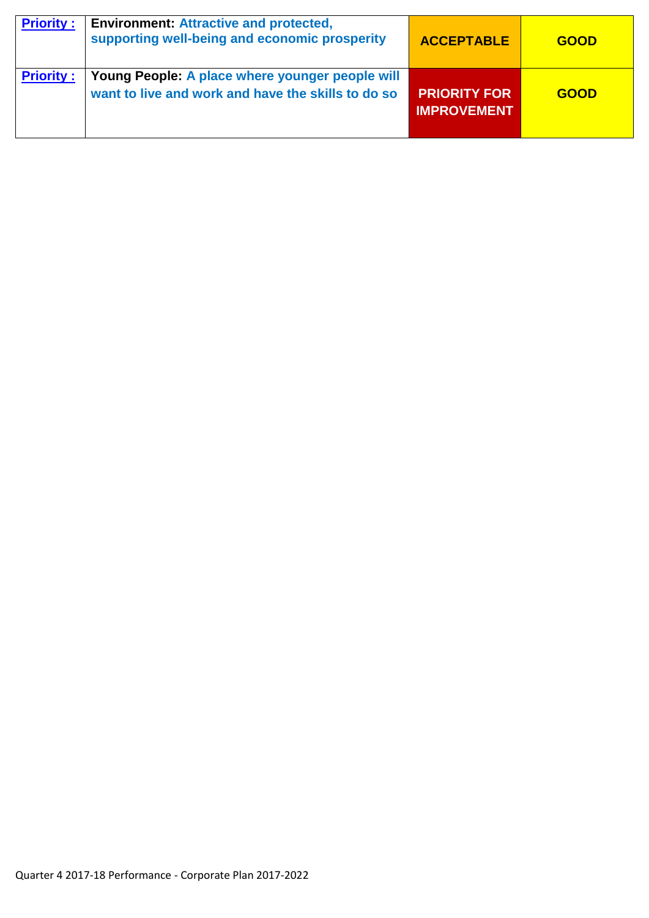| | | | |
|---|---|---|---|
| **Priority :** | **Environment: Attractive and protected, supporting well-being and economic prosperity** | **ACCEPTABLE** | **GOOD** |
| **Priority :** | **Young People: A place where younger people will want to live and work and have the skills to do so** | **PRIORITY FOR IMPROVEMENT** | **GOOD** |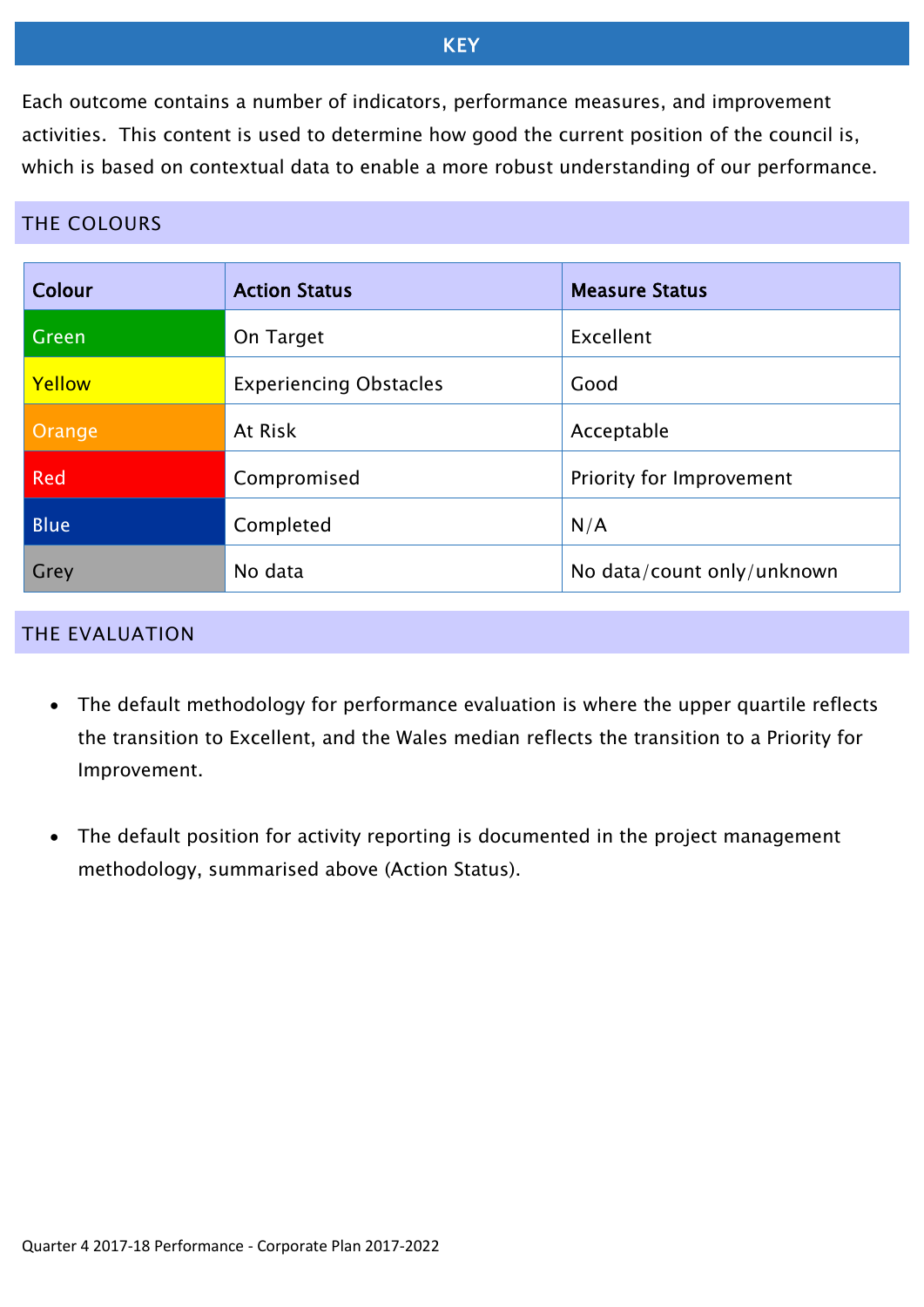# KEY

Each outcome contains a number of indicators, performance measures, and improvement activities. This content is used to determine how good the current position of the council is, which is based on contextual data to enable a more robust understanding of our performance.

## THE COLOURS

| Colour | Action Status | Measure Status |
|---|---|---|
| Green | On Target | Excellent |
| Yellow | Experiencing Obstacles | Good |
| Orange | At Risk | Acceptable |
| Red | Compromised | Priority for Improvement |
| Blue | Completed | N/A |
| Grey | No data | No data/count only/unknown |

## THE EVALUATION

- The default methodology for performance evaluation is where the upper quartile reflects the transition to Excellent, and the Wales median reflects the transition to a Priority for Improvement.

- The default position for activity reporting is documented in the project management methodology, summarised above (Action Status).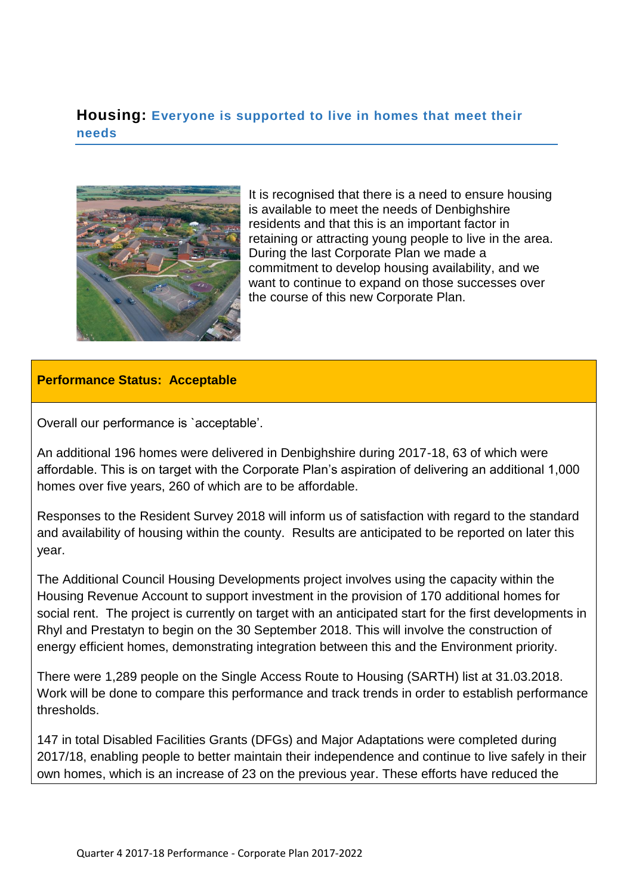## Housing: Everyone is supported to live in homes that meet their needs

It is recognised that there is a need to ensure housing is available to meet the needs of Denbighshire residents and that this is an important factor in retaining or attracting young people to live in the area. During the last Corporate Plan we made a commitment to develop housing availability, and we want to continue to expand on those successes over the course of this new Corporate Plan.

**Performance Status: Acceptable**

Overall our performance is `acceptable'.

An additional 196 homes were delivered in Denbighshire during 2017-18, 63 of which were affordable. This is on target with the Corporate Plan's aspiration of delivering an additional 1,000 homes over five years, 260 of which are to be affordable.

Responses to the Resident Survey 2018 will inform us of satisfaction with regard to the standard and availability of housing within the county. Results are anticipated to be reported on later this year.

The Additional Council Housing Developments project involves using the capacity within the Housing Revenue Account to support investment in the provision of 170 additional homes for social rent. The project is currently on target with an anticipated start for the first developments in Rhyl and Prestatyn to begin on the 30 September 2018. This will involve the construction of energy efficient homes, demonstrating integration between this and the Environment priority.

There were 1,289 people on the Single Access Route to Housing (SARTH) list at 31.03.2018. Work will be done to compare this performance and track trends in order to establish performance thresholds.

147 in total Disabled Facilities Grants (DFGs) and Major Adaptations were completed during 2017/18, enabling people to better maintain their independence and continue to live safely in their own homes, which is an increase of 23 on the previous year. These efforts have reduced the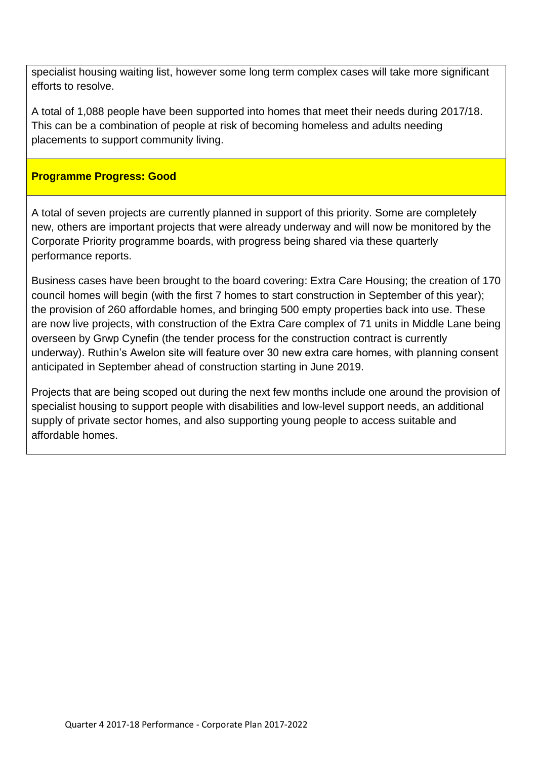specialist housing waiting list, however some long term complex cases will take more significant efforts to resolve.

A total of 1,088 people have been supported into homes that meet their needs during 2017/18. This can be a combination of people at risk of becoming homeless and adults needing placements to support community living.

**Programme Progress: Good**

A total of seven projects are currently planned in support of this priority. Some are completely new, others are important projects that were already underway and will now be monitored by the Corporate Priority programme boards, with progress being shared via these quarterly performance reports.

Business cases have been brought to the board covering: Extra Care Housing; the creation of 170 council homes will begin (with the first 7 homes to start construction in September of this year); the provision of 260 affordable homes, and bringing 500 empty properties back into use. These are now live projects, with construction of the Extra Care complex of 71 units in Middle Lane being overseen by Grwp Cynefin (the tender process for the construction contract is currently underway). Ruthin's Awelon site will feature over 30 new extra care homes, with planning consent anticipated in September ahead of construction starting in June 2019.

Projects that are being scoped out during the next few months include one around the provision of specialist housing to support people with disabilities and low-level support needs, an additional supply of private sector homes, and also supporting young people to access suitable and affordable homes.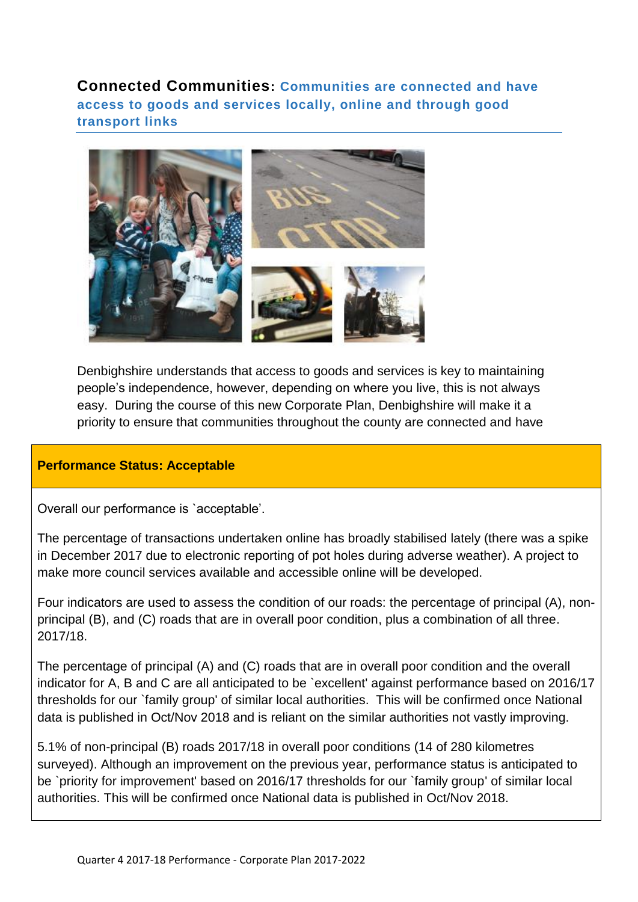## **Connected Communities**: Communities are connected and have access to goods and services locally, online and through good transport links

Denbighshire understands that access to goods and services is key to maintaining people's independence, however, depending on where you live, this is not always easy. During the course of this new Corporate Plan, Denbighshire will make it a priority to ensure that communities throughout the county are connected and have

**Performance Status: Acceptable**

Overall our performance is `acceptable'.

The percentage of transactions undertaken online has broadly stabilised lately (there was a spike in December 2017 due to electronic reporting of pot holes during adverse weather). A project to make more council services available and accessible online will be developed.

Four indicators are used to assess the condition of our roads: the percentage of principal (A), non-principal (B), and (C) roads that are in overall poor condition, plus a combination of all three. 2017/18.

The percentage of principal (A) and (C) roads that are in overall poor condition and the overall indicator for A, B and C are all anticipated to be `excellent' against performance based on 2016/17 thresholds for our `family group' of similar local authorities. This will be confirmed once National data is published in Oct/Nov 2018 and is reliant on the similar authorities not vastly improving.

5.1% of non-principal (B) roads 2017/18 in overall poor conditions (14 of 280 kilometres surveyed). Although an improvement on the previous year, performance status is anticipated to be `priority for improvement' based on 2016/17 thresholds for our `family group' of similar local authorities. This will be confirmed once National data is published in Oct/Nov 2018.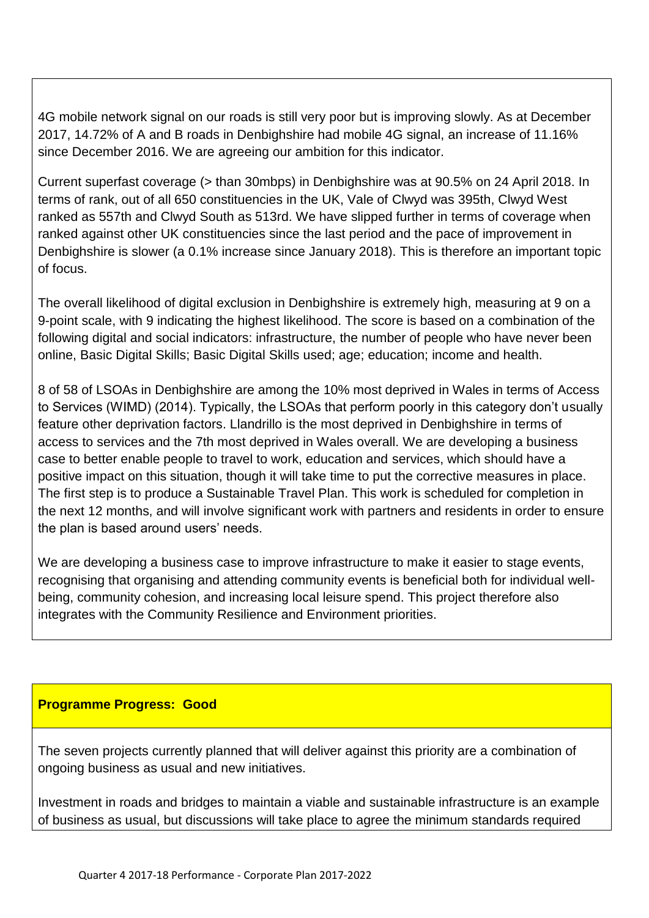4G mobile network signal on our roads is still very poor but is improving slowly. As at December 2017, 14.72% of A and B roads in Denbighshire had mobile 4G signal, an increase of 11.16% since December 2016. We are agreeing our ambition for this indicator.

Current superfast coverage (> than 30mbps) in Denbighshire was at 90.5% on 24 April 2018. In terms of rank, out of all 650 constituencies in the UK, Vale of Clwyd was 395th, Clwyd West ranked as 557th and Clwyd South as 513rd. We have slipped further in terms of coverage when ranked against other UK constituencies since the last period and the pace of improvement in Denbighshire is slower (a 0.1% increase since January 2018). This is therefore an important topic of focus.

The overall likelihood of digital exclusion in Denbighshire is extremely high, measuring at 9 on a 9-point scale, with 9 indicating the highest likelihood. The score is based on a combination of the following digital and social indicators: infrastructure, the number of people who have never been online, Basic Digital Skills; Basic Digital Skills used; age; education; income and health.

8 of 58 of LSOAs in Denbighshire are among the 10% most deprived in Wales in terms of Access to Services (WIMD) (2014). Typically, the LSOAs that perform poorly in this category don't usually feature other deprivation factors. Llandrillo is the most deprived in Denbighshire in terms of access to services and the 7th most deprived in Wales overall. We are developing a business case to better enable people to travel to work, education and services, which should have a positive impact on this situation, though it will take time to put the corrective measures in place. The first step is to produce a Sustainable Travel Plan. This work is scheduled for completion in the next 12 months, and will involve significant work with partners and residents in order to ensure the plan is based around users' needs.

We are developing a business case to improve infrastructure to make it easier to stage events, recognising that organising and attending community events is beneficial both for individual well-being, community cohesion, and increasing local leisure spend. This project therefore also integrates with the Community Resilience and Environment priorities.

**Programme Progress: Good**

The seven projects currently planned that will deliver against this priority are a combination of ongoing business as usual and new initiatives.

Investment in roads and bridges to maintain a viable and sustainable infrastructure is an example of business as usual, but discussions will take place to agree the minimum standards required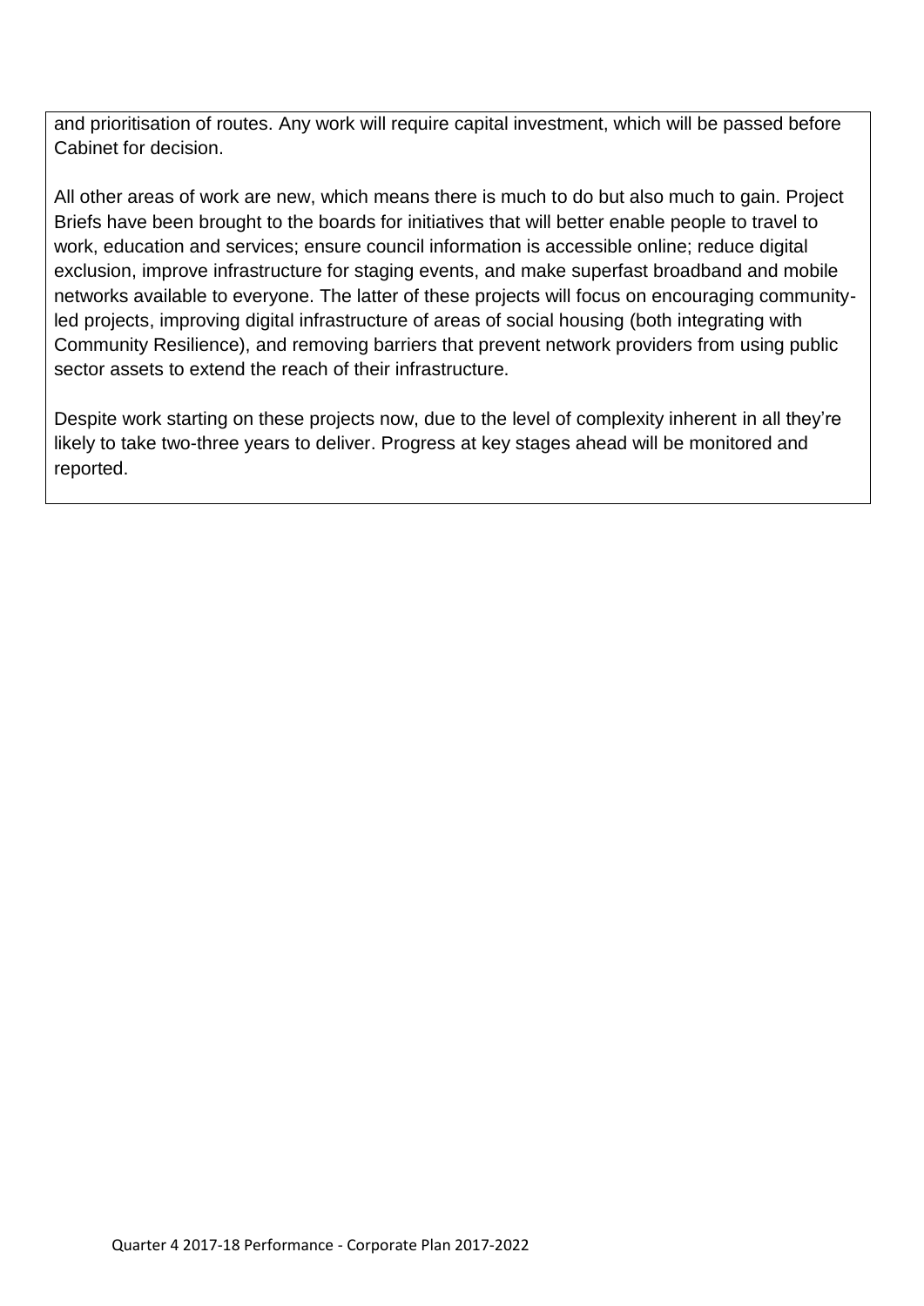and prioritisation of routes. Any work will require capital investment, which will be passed before Cabinet for decision.

All other areas of work are new, which means there is much to do but also much to gain. Project Briefs have been brought to the boards for initiatives that will better enable people to travel to work, education and services; ensure council information is accessible online; reduce digital exclusion, improve infrastructure for staging events, and make superfast broadband and mobile networks available to everyone. The latter of these projects will focus on encouraging community-led projects, improving digital infrastructure of areas of social housing (both integrating with Community Resilience), and removing barriers that prevent network providers from using public sector assets to extend the reach of their infrastructure.

Despite work starting on these projects now, due to the level of complexity inherent in all they're likely to take two-three years to deliver. Progress at key stages ahead will be monitored and reported.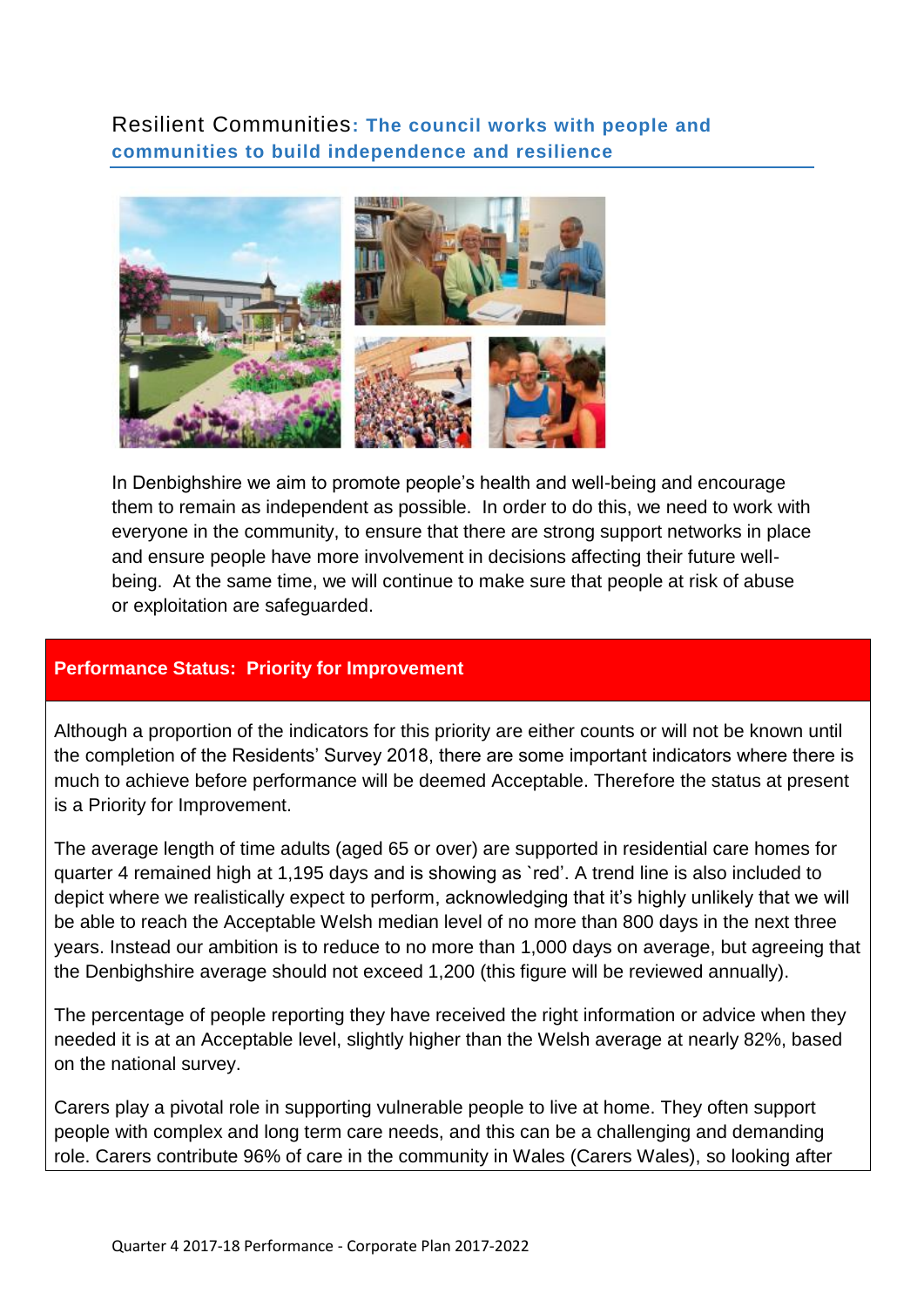## Resilient Communities: The council works with people and communities to build independence and resilience

In Denbighshire we aim to promote people's health and well-being and encourage them to remain as independent as possible. In order to do this, we need to work with everyone in the community, to ensure that there are strong support networks in place and ensure people have more involvement in decisions affecting their future well-being. At the same time, we will continue to make sure that people at risk of abuse or exploitation are safeguarded.

**Performance Status: Priority for Improvement**

Although a proportion of the indicators for this priority are either counts or will not be known until the completion of the Residents' Survey 2018, there are some important indicators where there is much to achieve before performance will be deemed Acceptable. Therefore the status at present is a Priority for Improvement.

The average length of time adults (aged 65 or over) are supported in residential care homes for quarter 4 remained high at 1,195 days and is showing as `red'. A trend line is also included to depict where we realistically expect to perform, acknowledging that it's highly unlikely that we will be able to reach the Acceptable Welsh median level of no more than 800 days in the next three years. Instead our ambition is to reduce to no more than 1,000 days on average, but agreeing that the Denbighshire average should not exceed 1,200 (this figure will be reviewed annually).

The percentage of people reporting they have received the right information or advice when they needed it is at an Acceptable level, slightly higher than the Welsh average at nearly 82%, based on the national survey.

Carers play a pivotal role in supporting vulnerable people to live at home. They often support people with complex and long term care needs, and this can be a challenging and demanding role. Carers contribute 96% of care in the community in Wales (Carers Wales), so looking after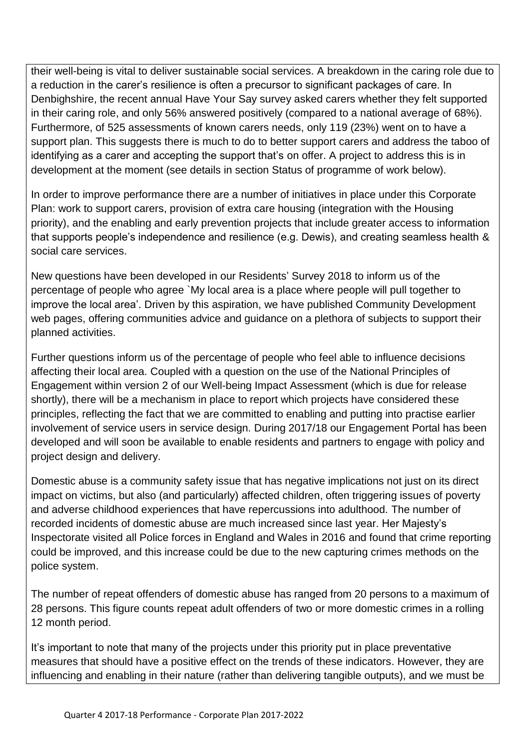their well-being is vital to deliver sustainable social services. A breakdown in the caring role due to a reduction in the carer's resilience is often a precursor to significant packages of care. In Denbighshire, the recent annual Have Your Say survey asked carers whether they felt supported in their caring role, and only 56% answered positively (compared to a national average of 68%). Furthermore, of 525 assessments of known carers needs, only 119 (23%) went on to have a support plan. This suggests there is much to do to better support carers and address the taboo of identifying as a carer and accepting the support that's on offer. A project to address this is in development at the moment (see details in section Status of programme of work below).

In order to improve performance there are a number of initiatives in place under this Corporate Plan: work to support carers, provision of extra care housing (integration with the Housing priority), and the enabling and early prevention projects that include greater access to information that supports people's independence and resilience (e.g. Dewis), and creating seamless health & social care services.

New questions have been developed in our Residents' Survey 2018 to inform us of the percentage of people who agree `My local area is a place where people will pull together to improve the local area'. Driven by this aspiration, we have published Community Development web pages, offering communities advice and guidance on a plethora of subjects to support their planned activities.

Further questions inform us of the percentage of people who feel able to influence decisions affecting their local area. Coupled with a question on the use of the National Principles of Engagement within version 2 of our Well-being Impact Assessment (which is due for release shortly), there will be a mechanism in place to report which projects have considered these principles, reflecting the fact that we are committed to enabling and putting into practise earlier involvement of service users in service design. During 2017/18 our Engagement Portal has been developed and will soon be available to enable residents and partners to engage with policy and project design and delivery.

Domestic abuse is a community safety issue that has negative implications not just on its direct impact on victims, but also (and particularly) affected children, often triggering issues of poverty and adverse childhood experiences that have repercussions into adulthood. The number of recorded incidents of domestic abuse are much increased since last year. Her Majesty's Inspectorate visited all Police forces in England and Wales in 2016 and found that crime reporting could be improved, and this increase could be due to the new capturing crimes methods on the police system.

The number of repeat offenders of domestic abuse has ranged from 20 persons to a maximum of 28 persons. This figure counts repeat adult offenders of two or more domestic crimes in a rolling 12 month period.

It's important to note that many of the projects under this priority put in place preventative measures that should have a positive effect on the trends of these indicators. However, they are influencing and enabling in their nature (rather than delivering tangible outputs), and we must be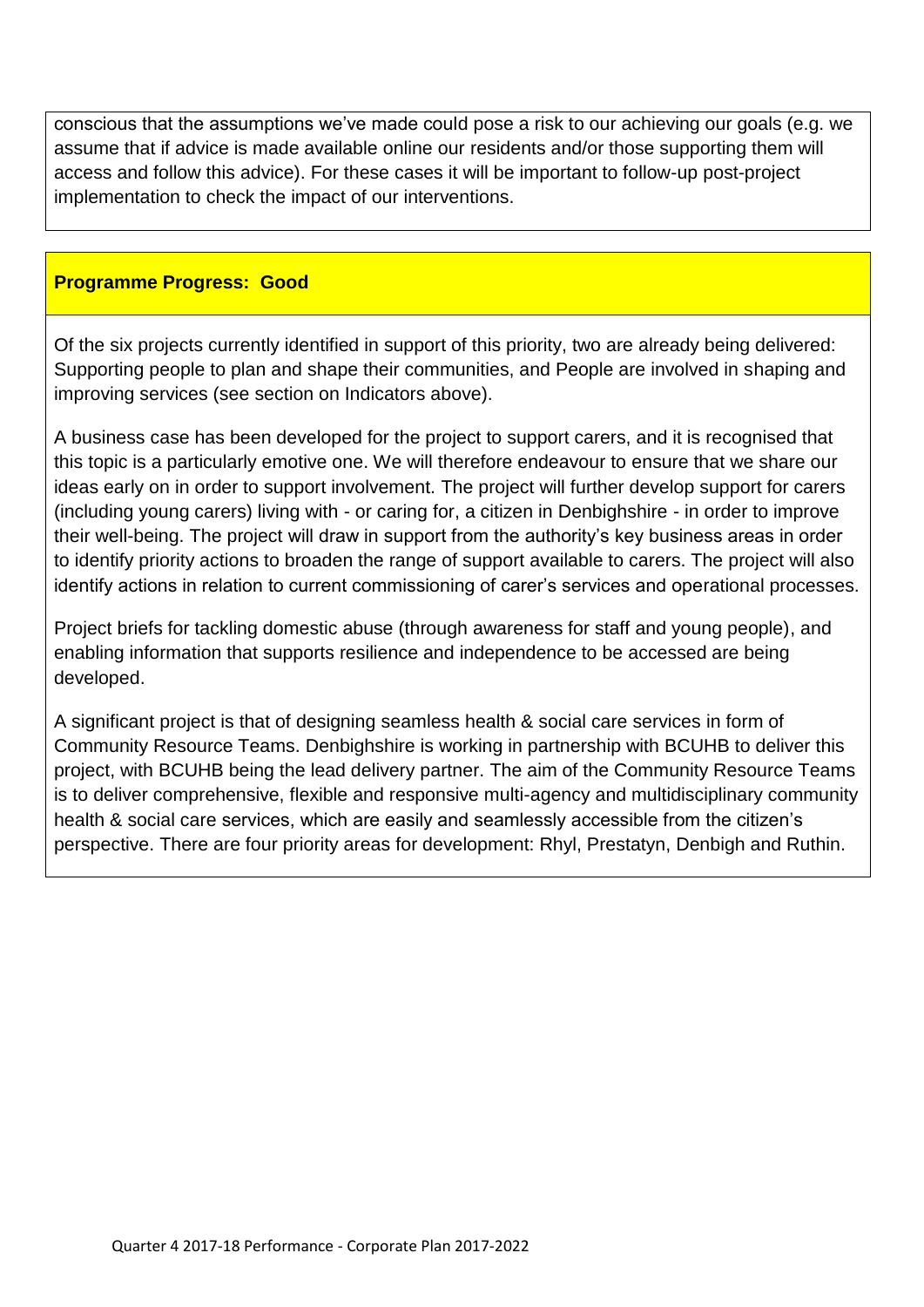conscious that the assumptions we've made could pose a risk to our achieving our goals (e.g. we assume that if advice is made available online our residents and/or those supporting them will access and follow this advice). For these cases it will be important to follow-up post-project implementation to check the impact of our interventions.

**Programme Progress: Good**

Of the six projects currently identified in support of this priority, two are already being delivered: Supporting people to plan and shape their communities, and People are involved in shaping and improving services (see section on Indicators above).

A business case has been developed for the project to support carers, and it is recognised that this topic is a particularly emotive one. We will therefore endeavour to ensure that we share our ideas early on in order to support involvement. The project will further develop support for carers (including young carers) living with - or caring for, a citizen in Denbighshire - in order to improve their well-being. The project will draw in support from the authority's key business areas in order to identify priority actions to broaden the range of support available to carers. The project will also identify actions in relation to current commissioning of carer's services and operational processes.

Project briefs for tackling domestic abuse (through awareness for staff and young people), and enabling information that supports resilience and independence to be accessed are being developed.

A significant project is that of designing seamless health & social care services in form of Community Resource Teams. Denbighshire is working in partnership with BCUHB to deliver this project, with BCUHB being the lead delivery partner. The aim of the Community Resource Teams is to deliver comprehensive, flexible and responsive multi-agency and multidisciplinary community health & social care services, which are easily and seamlessly accessible from the citizen's perspective. There are four priority areas for development: Rhyl, Prestatyn, Denbigh and Ruthin.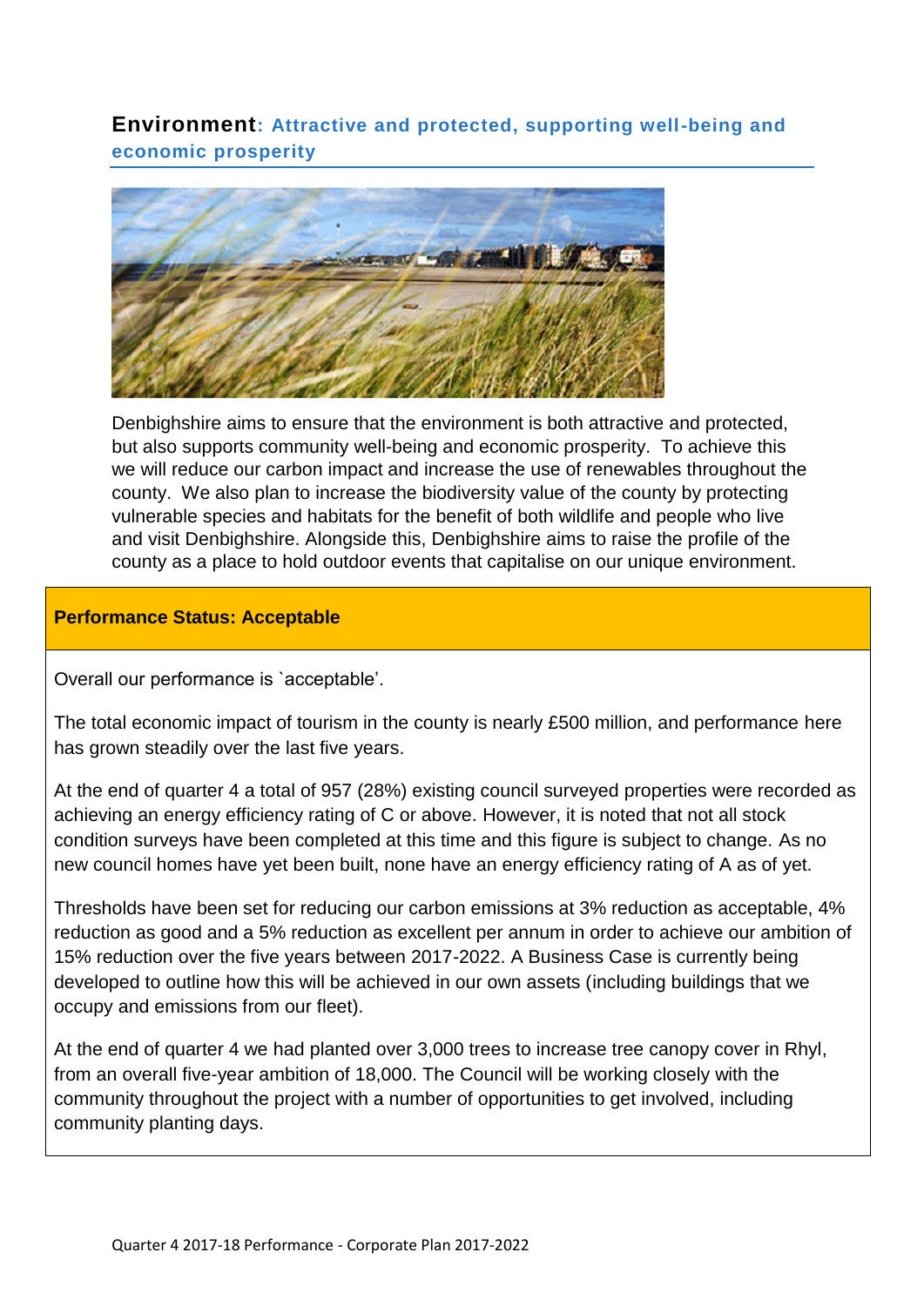## Environment: Attractive and protected, supporting well-being and economic prosperity

Denbighshire aims to ensure that the environment is both attractive and protected, but also supports community well-being and economic prosperity. To achieve this we will reduce our carbon impact and increase the use of renewables throughout the county. We also plan to increase the biodiversity value of the county by protecting vulnerable species and habitats for the benefit of both wildlife and people who live and visit Denbighshire. Alongside this, Denbighshire aims to raise the profile of the county as a place to hold outdoor events that capitalise on our unique environment.

**Performance Status: Acceptable**

Overall our performance is `acceptable'.

The total economic impact of tourism in the county is nearly £500 million, and performance here has grown steadily over the last five years.

At the end of quarter 4 a total of 957 (28%) existing council surveyed properties were recorded as achieving an energy efficiency rating of C or above. However, it is noted that not all stock condition surveys have been completed at this time and this figure is subject to change. As no new council homes have yet been built, none have an energy efficiency rating of A as of yet.

Thresholds have been set for reducing our carbon emissions at 3% reduction as acceptable, 4% reduction as good and a 5% reduction as excellent per annum in order to achieve our ambition of 15% reduction over the five years between 2017-2022. A Business Case is currently being developed to outline how this will be achieved in our own assets (including buildings that we occupy and emissions from our fleet).

At the end of quarter 4 we had planted over 3,000 trees to increase tree canopy cover in Rhyl, from an overall five-year ambition of 18,000. The Council will be working closely with the community throughout the project with a number of opportunities to get involved, including community planting days.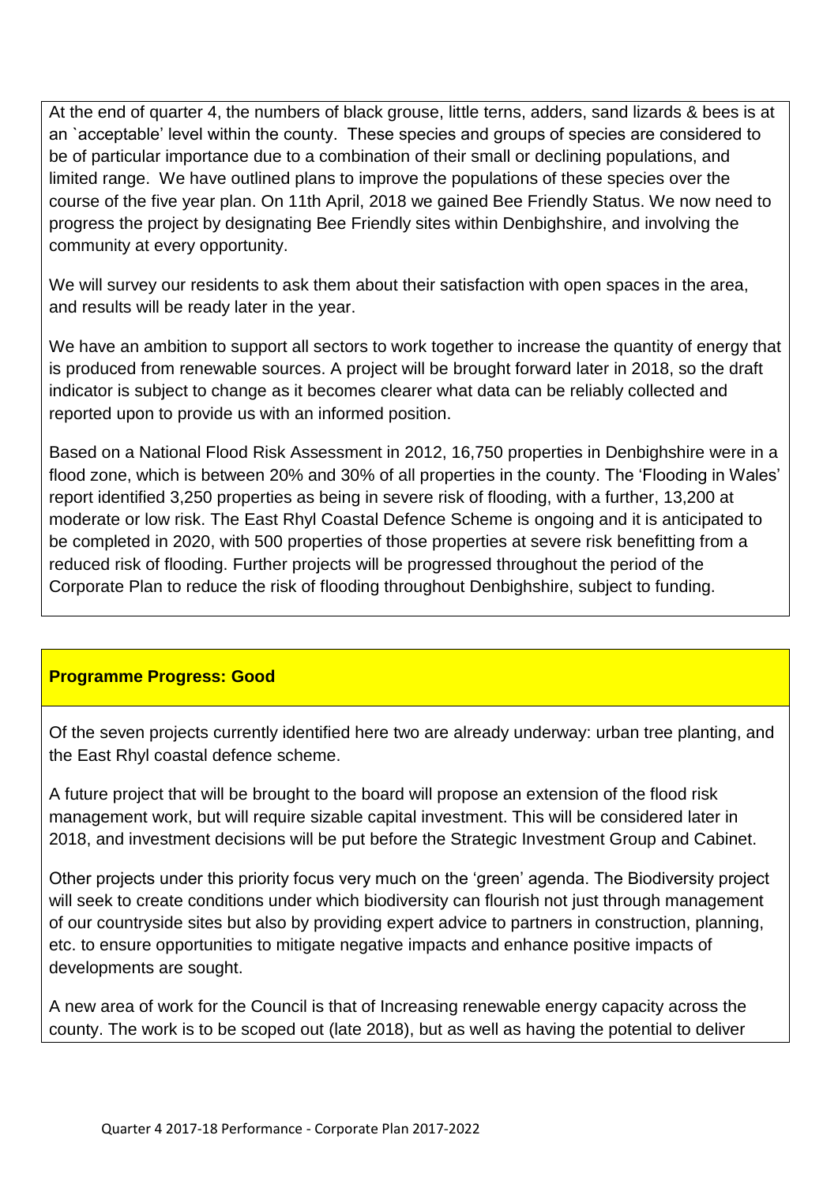At the end of quarter 4, the numbers of black grouse, little terns, adders, sand lizards & bees is at an `acceptable' level within the county. These species and groups of species are considered to be of particular importance due to a combination of their small or declining populations, and limited range. We have outlined plans to improve the populations of these species over the course of the five year plan. On 11th April, 2018 we gained Bee Friendly Status. We now need to progress the project by designating Bee Friendly sites within Denbighshire, and involving the community at every opportunity.

We will survey our residents to ask them about their satisfaction with open spaces in the area, and results will be ready later in the year.

We have an ambition to support all sectors to work together to increase the quantity of energy that is produced from renewable sources. A project will be brought forward later in 2018, so the draft indicator is subject to change as it becomes clearer what data can be reliably collected and reported upon to provide us with an informed position.

Based on a National Flood Risk Assessment in 2012, 16,750 properties in Denbighshire were in a flood zone, which is between 20% and 30% of all properties in the county. The 'Flooding in Wales' report identified 3,250 properties as being in severe risk of flooding, with a further, 13,200 at moderate or low risk. The East Rhyl Coastal Defence Scheme is ongoing and it is anticipated to be completed in 2020, with 500 properties of those properties at severe risk benefitting from a reduced risk of flooding. Further projects will be progressed throughout the period of the Corporate Plan to reduce the risk of flooding throughout Denbighshire, subject to funding.

**Programme Progress: Good**

Of the seven projects currently identified here two are already underway: urban tree planting, and the East Rhyl coastal defence scheme.

A future project that will be brought to the board will propose an extension of the flood risk management work, but will require sizable capital investment. This will be considered later in 2018, and investment decisions will be put before the Strategic Investment Group and Cabinet.

Other projects under this priority focus very much on the 'green' agenda. The Biodiversity project will seek to create conditions under which biodiversity can flourish not just through management of our countryside sites but also by providing expert advice to partners in construction, planning, etc. to ensure opportunities to mitigate negative impacts and enhance positive impacts of developments are sought.

A new area of work for the Council is that of Increasing renewable energy capacity across the county. The work is to be scoped out (late 2018), but as well as having the potential to deliver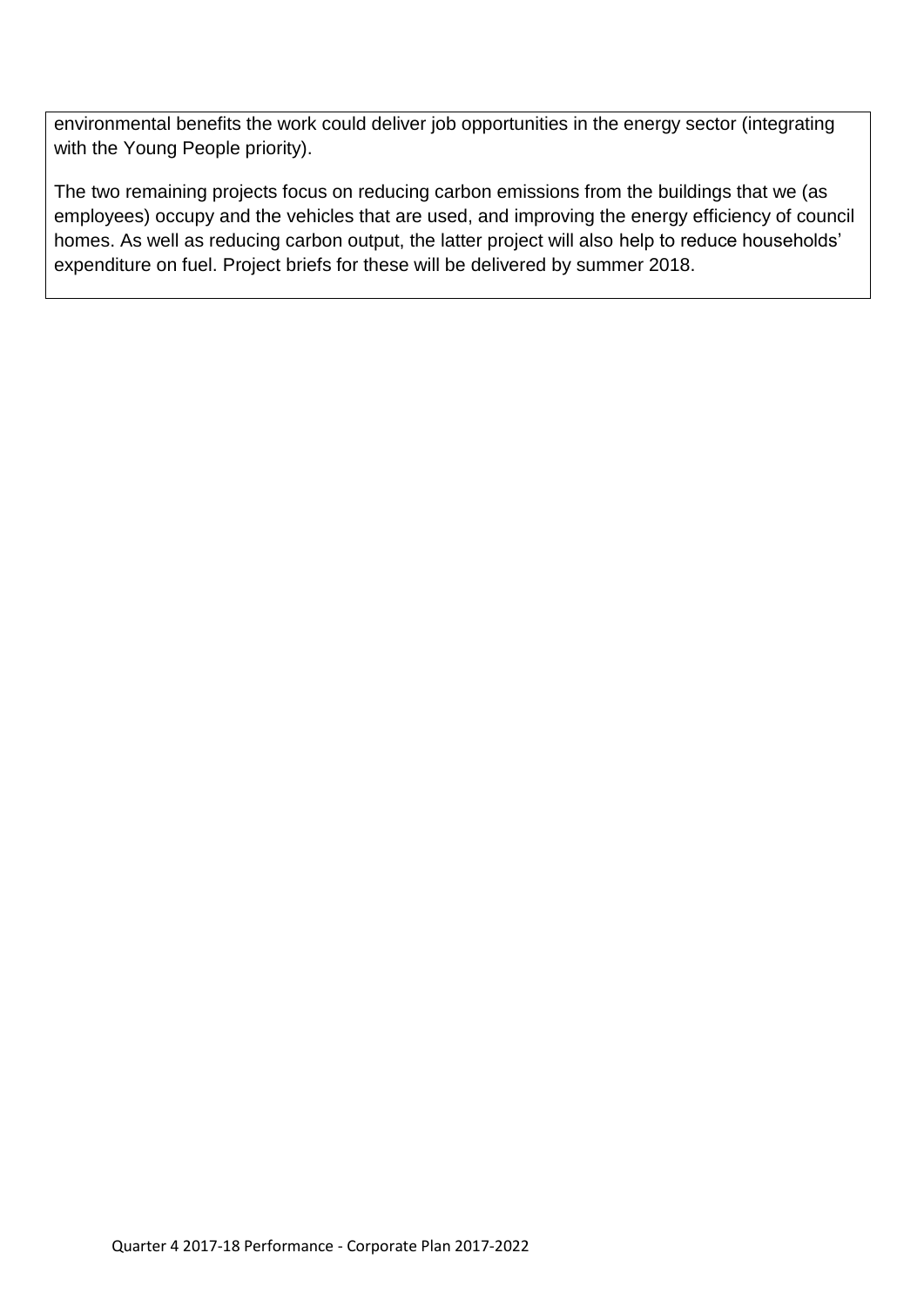environmental benefits the work could deliver job opportunities in the energy sector (integrating with the Young People priority).

The two remaining projects focus on reducing carbon emissions from the buildings that we (as employees) occupy and the vehicles that are used, and improving the energy efficiency of council homes. As well as reducing carbon output, the latter project will also help to reduce households' expenditure on fuel. Project briefs for these will be delivered by summer 2018.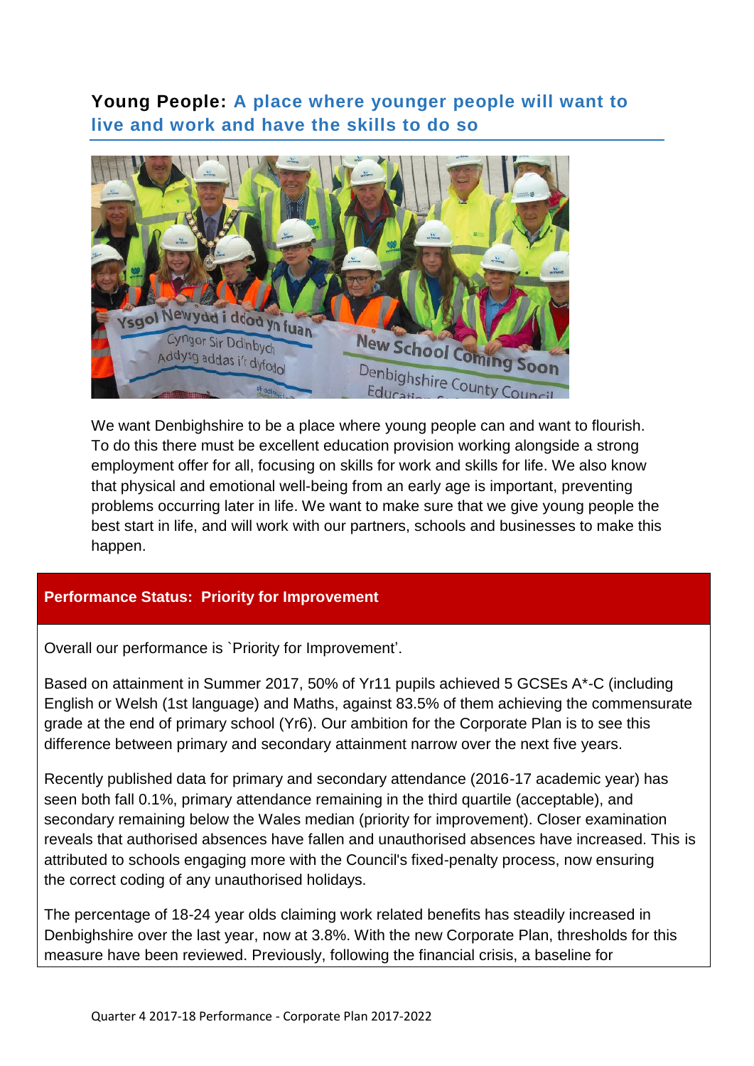## **Young People:** A place where younger people will want to live and work and have the skills to do so

We want Denbighshire to be a place where young people can and want to flourish. To do this there must be excellent education provision working alongside a strong employment offer for all, focusing on skills for work and skills for life. We also know that physical and emotional well-being from an early age is important, preventing problems occurring later in life. We want to make sure that we give young people the best start in life, and will work with our partners, schools and businesses to make this happen.

**Performance Status: Priority for Improvement**

Overall our performance is `Priority for Improvement'.

Based on attainment in Summer 2017, 50% of Yr11 pupils achieved 5 GCSEs A*-C (including English or Welsh (1st language) and Maths, against 83.5% of them achieving the commensurate grade at the end of primary school (Yr6). Our ambition for the Corporate Plan is to see this difference between primary and secondary attainment narrow over the next five years.

Recently published data for primary and secondary attendance (2016-17 academic year) has seen both fall 0.1%, primary attendance remaining in the third quartile (acceptable), and secondary remaining below the Wales median (priority for improvement). Closer examination reveals that authorised absences have fallen and unauthorised absences have increased. This is attributed to schools engaging more with the Council's fixed-penalty process, now ensuring the correct coding of any unauthorised holidays.

The percentage of 18-24 year olds claiming work related benefits has steadily increased in Denbighshire over the last year, now at 3.8%. With the new Corporate Plan, thresholds for this measure have been reviewed. Previously, following the financial crisis, a baseline for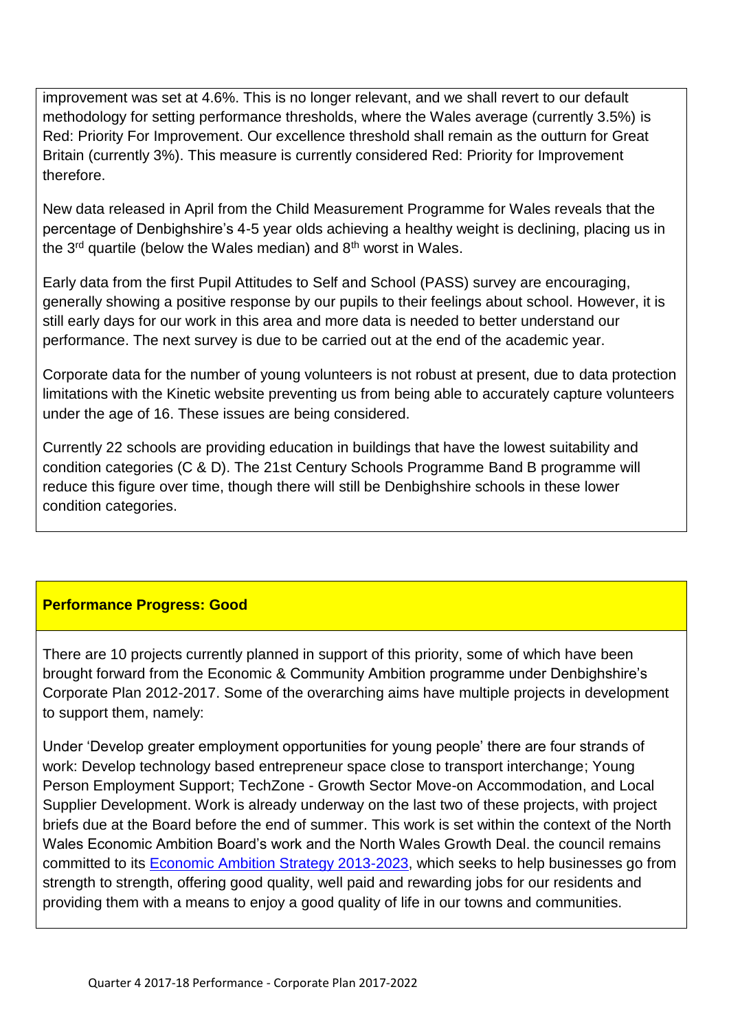improvement was set at 4.6%. This is no longer relevant, and we shall revert to our default methodology for setting performance thresholds, where the Wales average (currently 3.5%) is Red: Priority For Improvement. Our excellence threshold shall remain as the outturn for Great Britain (currently 3%). This measure is currently considered Red: Priority for Improvement therefore.

New data released in April from the Child Measurement Programme for Wales reveals that the percentage of Denbighshire's 4-5 year olds achieving a healthy weight is declining, placing us in the 3rd quartile (below the Wales median) and 8th worst in Wales.

Early data from the first Pupil Attitudes to Self and School (PASS) survey are encouraging, generally showing a positive response by our pupils to their feelings about school. However, it is still early days for our work in this area and more data is needed to better understand our performance. The next survey is due to be carried out at the end of the academic year.

Corporate data for the number of young volunteers is not robust at present, due to data protection limitations with the Kinetic website preventing us from being able to accurately capture volunteers under the age of 16. These issues are being considered.

Currently 22 schools are providing education in buildings that have the lowest suitability and condition categories (C & D). The 21st Century Schools Programme Band B programme will reduce this figure over time, though there will still be Denbighshire schools in these lower condition categories.

**Performance Progress: Good**

There are 10 projects currently planned in support of this priority, some of which have been brought forward from the Economic & Community Ambition programme under Denbighshire's Corporate Plan 2012-2017. Some of the overarching aims have multiple projects in development to support them, namely:

Under 'Develop greater employment opportunities for young people' there are four strands of work: Develop technology based entrepreneur space close to transport interchange; Young Person Employment Support; TechZone - Growth Sector Move-on Accommodation, and Local Supplier Development. Work is already underway on the last two of these projects, with project briefs due at the Board before the end of summer. This work is set within the context of the North Wales Economic Ambition Board's work and the North Wales Growth Deal. the council remains committed to its Economic Ambition Strategy 2013-2023, which seeks to help businesses go from strength to strength, offering good quality, well paid and rewarding jobs for our residents and providing them with a means to enjoy a good quality of life in our towns and communities.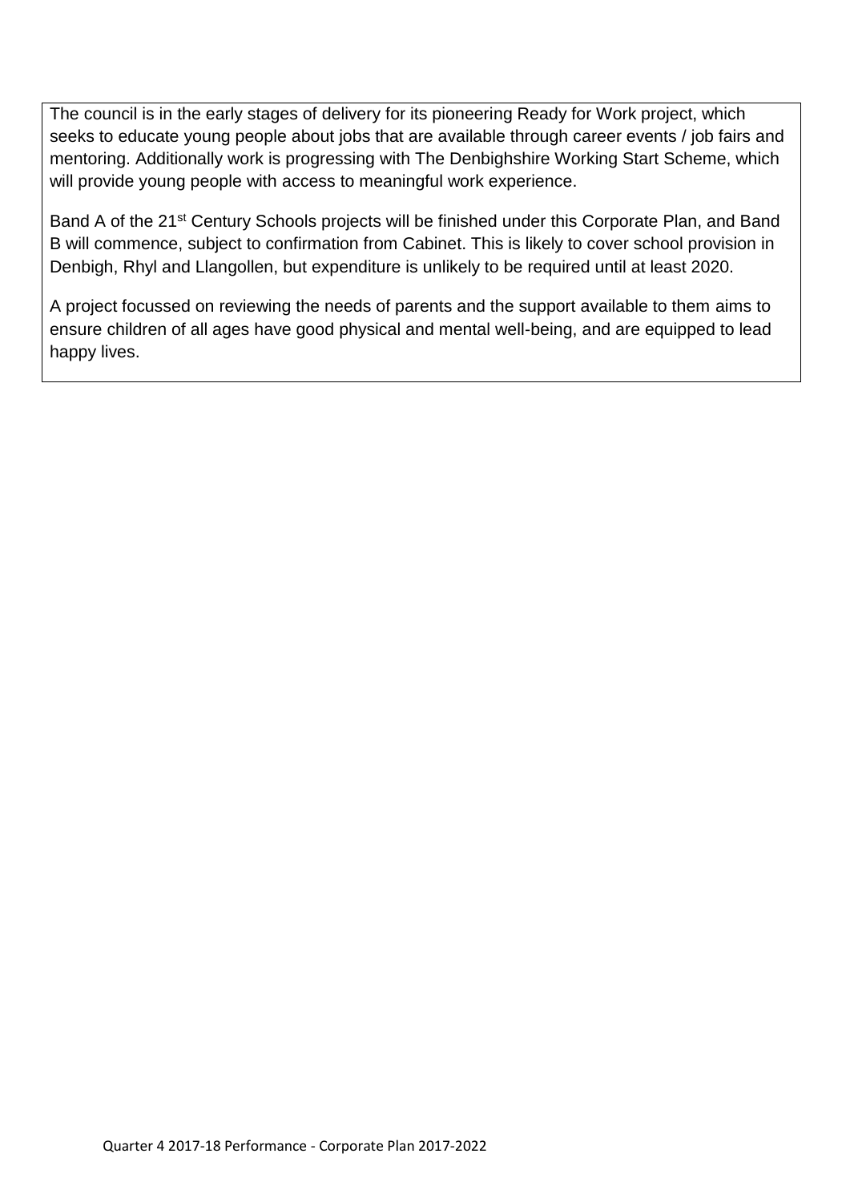The council is in the early stages of delivery for its pioneering Ready for Work project, which seeks to educate young people about jobs that are available through career events / job fairs and mentoring. Additionally work is progressing with The Denbighshire Working Start Scheme, which will provide young people with access to meaningful work experience.

Band A of the 21st Century Schools projects will be finished under this Corporate Plan, and Band B will commence, subject to confirmation from Cabinet. This is likely to cover school provision in Denbigh, Rhyl and Llangollen, but expenditure is unlikely to be required until at least 2020.

A project focussed on reviewing the needs of parents and the support available to them aims to ensure children of all ages have good physical and mental well-being, and are equipped to lead happy lives.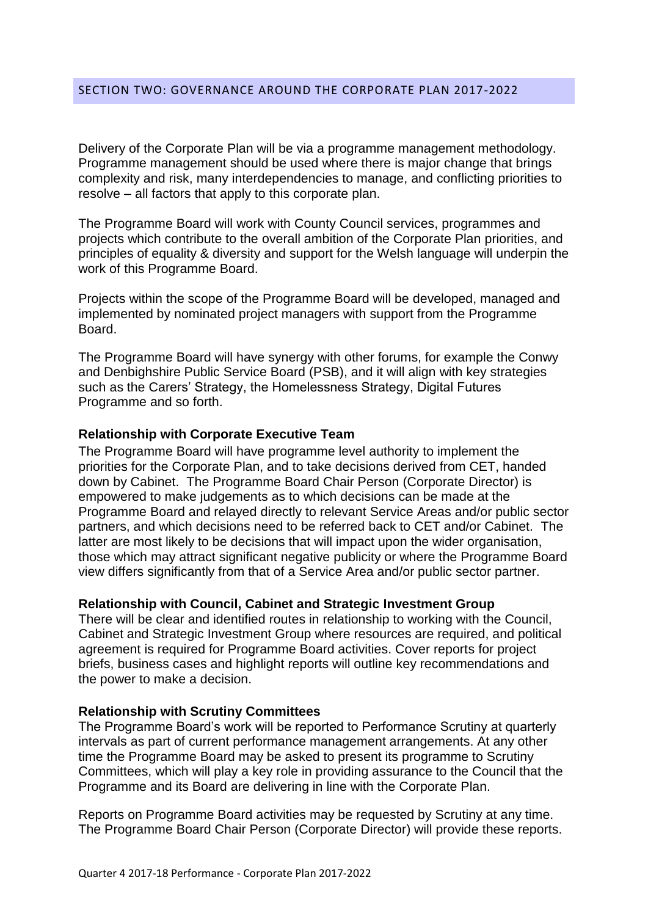## SECTION TWO: GOVERNANCE AROUND THE CORPORATE PLAN 2017-2022

Delivery of the Corporate Plan will be via a programme management methodology. Programme management should be used where there is major change that brings complexity and risk, many interdependencies to manage, and conflicting priorities to resolve – all factors that apply to this corporate plan.

The Programme Board will work with County Council services, programmes and projects which contribute to the overall ambition of the Corporate Plan priorities, and principles of equality & diversity and support for the Welsh language will underpin the work of this Programme Board.

Projects within the scope of the Programme Board will be developed, managed and implemented by nominated project managers with support from the Programme Board.

The Programme Board will have synergy with other forums, for example the Conwy and Denbighshire Public Service Board (PSB), and it will align with key strategies such as the Carers' Strategy, the Homelessness Strategy, Digital Futures Programme and so forth.

**Relationship with Corporate Executive Team**

The Programme Board will have programme level authority to implement the priorities for the Corporate Plan, and to take decisions derived from CET, handed down by Cabinet. The Programme Board Chair Person (Corporate Director) is empowered to make judgements as to which decisions can be made at the Programme Board and relayed directly to relevant Service Areas and/or public sector partners, and which decisions need to be referred back to CET and/or Cabinet. The latter are most likely to be decisions that will impact upon the wider organisation, those which may attract significant negative publicity or where the Programme Board view differs significantly from that of a Service Area and/or public sector partner.

**Relationship with Council, Cabinet and Strategic Investment Group**

There will be clear and identified routes in relationship to working with the Council, Cabinet and Strategic Investment Group where resources are required, and political agreement is required for Programme Board activities. Cover reports for project briefs, business cases and highlight reports will outline key recommendations and the power to make a decision.

**Relationship with Scrutiny Committees**

The Programme Board's work will be reported to Performance Scrutiny at quarterly intervals as part of current performance management arrangements. At any other time the Programme Board may be asked to present its programme to Scrutiny Committees, which will play a key role in providing assurance to the Council that the Programme and its Board are delivering in line with the Corporate Plan.

Reports on Programme Board activities may be requested by Scrutiny at any time. The Programme Board Chair Person (Corporate Director) will provide these reports.